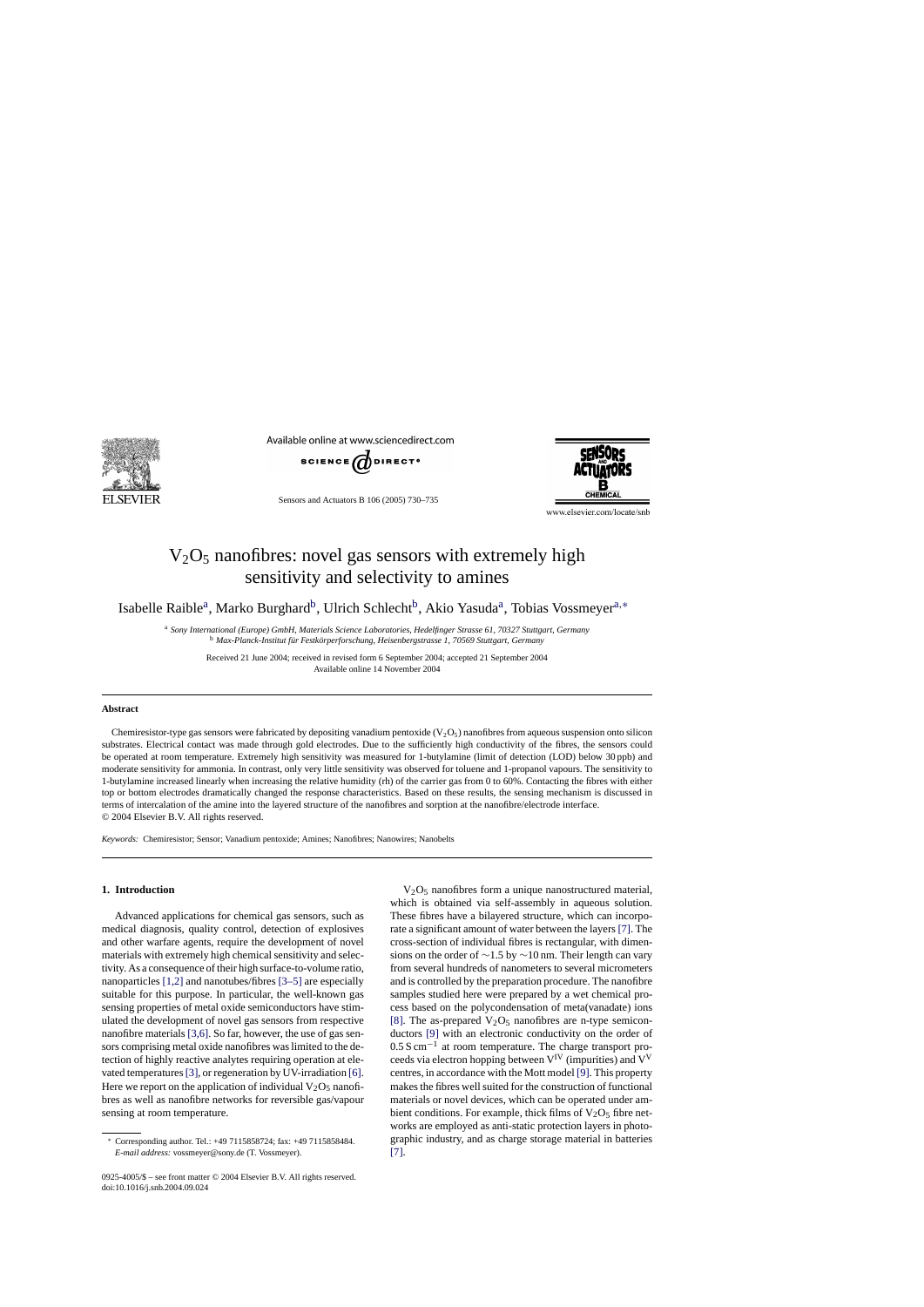# $V_2O_5$ nanofibres: novel gas sensors with extremely high sensitivity and selectivity to amines

Isabelle Raible[a], Marko Burghard[b], Ulrich Schlecht[b], Akio Yasuda[a], Tobias Vossmeyer[a,*]

[a] *Sony International (Europe) GmbH, Materials Science Laboratories, Hedelfinger Strasse 61, 70327 Stuttgart, Germany*
[b] *Max-Planck-Institut für Festkörperforschung, Heisenbergstrasse 1, 70569 Stuttgart, Germany*

Received 21 June 2004; received in revised form 6 September 2004; accepted 21 September 2004
Available online 14 November 2004

## Abstract

Chemiresistor-type gas sensors were fabricated by depositing vanadium pentoxide ($V_2O_5$) nanofibres from aqueous suspension onto silicon substrates. Electrical contact was made through gold electrodes. Due to the sufficiently high conductivity of the fibres, the sensors could be operated at room temperature. Extremely high sensitivity was measured for 1-butylamine (limit of detection (LOD) below 30 ppb) and moderate sensitivity for ammonia. In contrast, only very little sensitivity was observed for toluene and 1-propanol vapours. The sensitivity to 1-butylamine increased linearly when increasing the relative humidity (rh) of the carrier gas from 0 to 60%. Contacting the fibres with either top or bottom electrodes dramatically changed the response characteristics. Based on these results, the sensing mechanism is discussed in terms of intercalation of the amine into the layered structure of the nanofibres and sorption at the nanofibre/electrode interface.
© 2004 Elsevier B.V. All rights reserved.

*Keywords:* Chemiresistor; Sensor; Vanadium pentoxide; Amines; Nanofibres; Nanowires; Nanobelts

## 1. Introduction

Advanced applications for chemical gas sensors, such as medical diagnosis, quality control, detection of explosives and other warfare agents, require the development of novel materials with extremely high chemical sensitivity and selectivity. As a consequence of their high surface-to-volume ratio, nanoparticles [1,2] and nanotubes/fibres [3–5] are especially suitable for this purpose. In particular, the well-known gas sensing properties of metal oxide semiconductors have stimulated the development of novel gas sensors from respective nanofibre materials [3,6]. So far, however, the use of gas sensors comprising metal oxide nanofibres was limited to the detection of highly reactive analytes requiring operation at elevated temperatures [3], or regeneration by UV-irradiation [6]. Here we report on the application of individual $V_2O_5$ nanofibres as well as nanofibre networks for reversible gas/vapour sensing at room temperature.

$V_2O_5$ nanofibres form a unique nanostructured material, which is obtained via self-assembly in aqueous solution. These fibres have a bilayered structure, which can incorporate a significant amount of water between the layers [7]. The cross-section of individual fibres is rectangular, with dimensions on the order of ∼1.5 by ∼10 nm. Their length can vary from several hundreds of nanometers to several micrometers and is controlled by the preparation procedure. The nanofibre samples studied here were prepared by a wet chemical process based on the polycondensation of meta(vanadate) ions [8]. The as-prepared $V_2O_5$ nanofibres are n-type semiconductors [9] with an electronic conductivity on the order of $0.5\,S\,cm^{-1}$ at room temperature. The charge transport proceeds via electron hopping between $V^{IV}$ (impurities) and $V^{V}$ centres, in accordance with the Mott model [9]. This property makes the fibres well suited for the construction of functional materials or novel devices, which can be operated under ambient conditions. For example, thick films of $V_2O_5$ fibre networks are employed as anti-static protection layers in photographic industry, and as charge storage material in batteries [7].

\* Corresponding author. Tel.: +49 7115858724; fax: +49 7115858484.
*E-mail address:* vossmeyer@sony.de (T. Vossmeyer).

0925-4005/$ – see front matter © 2004 Elsevier B.V. All rights reserved.
doi:10.1016/j.snb.2004.09.024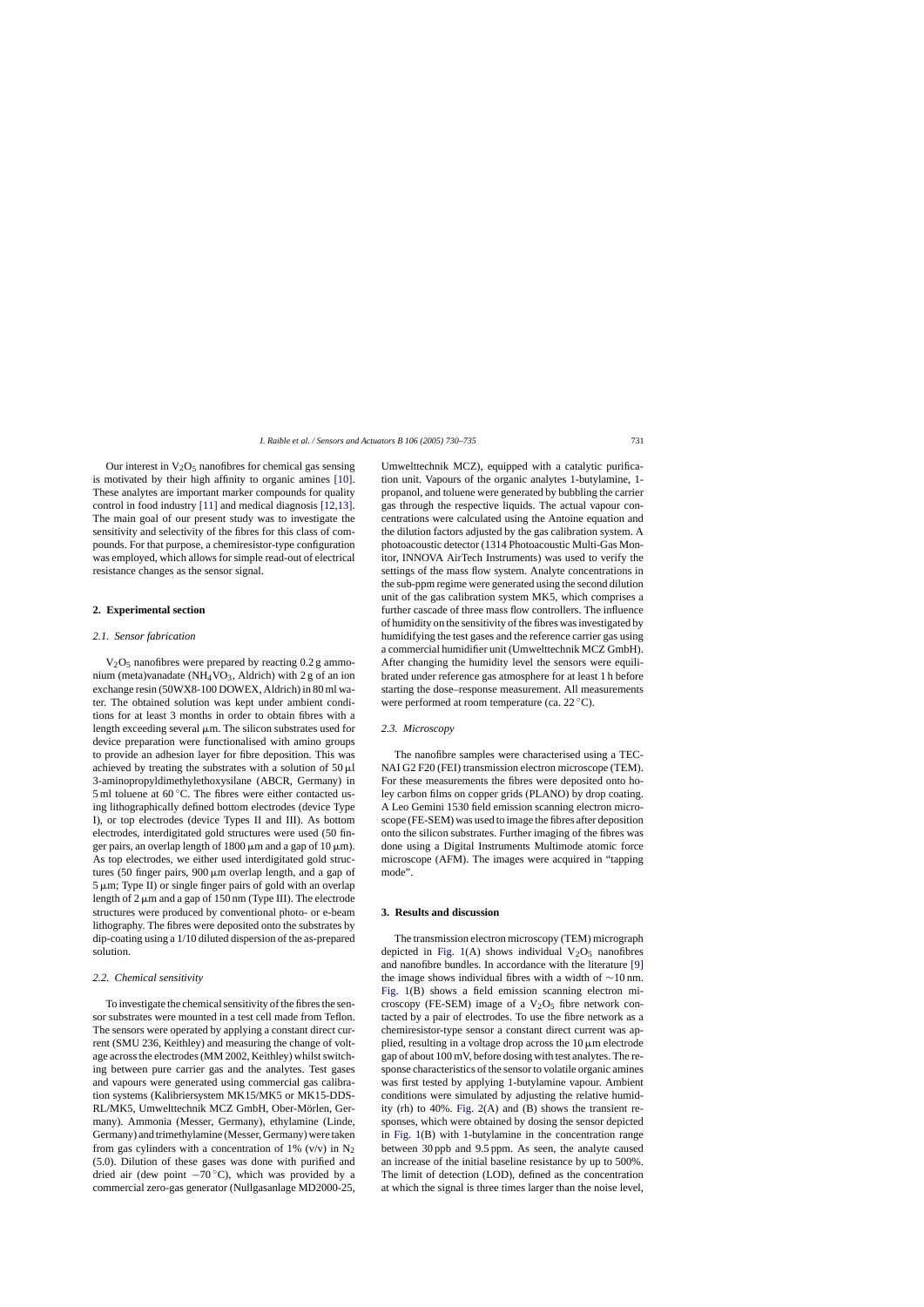Our interest in $V_2O_5$ nanofibres for chemical gas sensing is motivated by their high affinity to organic amines [10]. These analytes are important marker compounds for quality control in food industry [11] and medical diagnosis [12,13]. The main goal of our present study was to investigate the sensitivity and selectivity of the fibres for this class of compounds. For that purpose, a chemiresistor-type configuration was employed, which allows for simple read-out of electrical resistance changes as the sensor signal.

## 2. Experimental section

### 2.1. Sensor fabrication

$V_2O_5$ nanofibres were prepared by reacting 0.2 g ammonium (meta)vanadate ($NH_4VO_3$, Aldrich) with 2 g of an ion exchange resin (50WX8-100 DOWEX, Aldrich) in 80 ml water. The obtained solution was kept under ambient conditions for at least 3 months in order to obtain fibres with a length exceeding several μm. The silicon substrates used for device preparation were functionalised with amino groups to provide an adhesion layer for fibre deposition. This was achieved by treating the substrates with a solution of 50 μl 3-aminopropyldimethylethoxysilane (ABCR, Germany) in 5 ml toluene at 60 °C. The fibres were either contacted using lithographically defined bottom electrodes (device Type I), or top electrodes (device Types II and III). As bottom electrodes, interdigitated gold structures were used (50 finger pairs, an overlap length of 1800 μm and a gap of 10 μm). As top electrodes, we either used interdigitated gold structures (50 finger pairs, 900 μm overlap length, and a gap of 5 μm; Type II) or single finger pairs of gold with an overlap length of 2 μm and a gap of 150 nm (Type III). The electrode structures were produced by conventional photo- or e-beam lithography. The fibres were deposited onto the substrates by dip-coating using a 1/10 diluted dispersion of the as-prepared solution.

### 2.2. Chemical sensitivity

To investigate the chemical sensitivity of the fibres the sensor substrates were mounted in a test cell made from Teflon. The sensors were operated by applying a constant direct current (SMU 236, Keithley) and measuring the change of voltage across the electrodes (MM 2002, Keithley) whilst switching between pure carrier gas and the analytes. Test gases and vapours were generated using commercial gas calibration systems (Kalibriersystem MK15/MK5 or MK15-DDS-RL/MK5, Umwelttechnik MCZ GmbH, Ober-Mörlen, Germany). Ammonia (Messer, Germany), ethylamine (Linde, Germany) and trimethylamine (Messer, Germany) were taken from gas cylinders with a concentration of 1% (v/v) in $N_2$ (5.0). Dilution of these gases was done with purified and dried air (dew point −70 °C), which was provided by a commercial zero-gas generator (Nullgasanlage MD2000-25, Umwelttechnik MCZ), equipped with a catalytic purification unit. Vapours of the organic analytes 1-butylamine, 1-propanol, and toluene were generated by bubbling the carrier gas through the respective liquids. The actual vapour concentrations were calculated using the Antoine equation and the dilution factors adjusted by the gas calibration system. A photoacoustic detector (1314 Photoacoustic Multi-Gas Monitor, INNOVA AirTech Instruments) was used to verify the settings of the mass flow system. Analyte concentrations in the sub-ppm regime were generated using the second dilution unit of the gas calibration system MK5, which comprises a further cascade of three mass flow controllers. The influence of humidity on the sensitivity of the fibres was investigated by humidifying the test gases and the reference carrier gas using a commercial humidifier unit (Umwelttechnik MCZ GmbH). After changing the humidity level the sensors were equilibrated under reference gas atmosphere for at least 1 h before starting the dose–response measurement. All measurements were performed at room temperature (ca. 22 °C).

### 2.3. Microscopy

The nanofibre samples were characterised using a TECNAI G2 F20 (FEI) transmission electron microscope (TEM). For these measurements the fibres were deposited onto holey carbon films on copper grids (PLANO) by drop coating. A Leo Gemini 1530 field emission scanning electron microscope (FE-SEM) was used to image the fibres after deposition onto the silicon substrates. Further imaging of the fibres was done using a Digital Instruments Multimode atomic force microscope (AFM). The images were acquired in "tapping mode".

## 3. Results and discussion

The transmission electron microscopy (TEM) micrograph depicted in Fig. 1(A) shows individual $V_2O_5$ nanofibres and nanofibre bundles. In accordance with the literature [9] the image shows individual fibres with a width of ~10 nm. Fig. 1(B) shows a field emission scanning electron microscopy (FE-SEM) image of a $V_2O_5$ fibre network contacted by a pair of electrodes. To use the fibre network as a chemiresistor-type sensor a constant direct current was applied, resulting in a voltage drop across the 10 μm electrode gap of about 100 mV, before dosing with test analytes. The response characteristics of the sensor to volatile organic amines was first tested by applying 1-butylamine vapour. Ambient conditions were simulated by adjusting the relative humidity (rh) to 40%. Fig. 2(A) and (B) shows the transient responses, which were obtained by dosing the sensor depicted in Fig. 1(B) with 1-butylamine in the concentration range between 30 ppb and 9.5 ppm. As seen, the analyte caused an increase of the initial baseline resistance by up to 500%. The limit of detection (LOD), defined as the concentration at which the signal is three times larger than the noise level,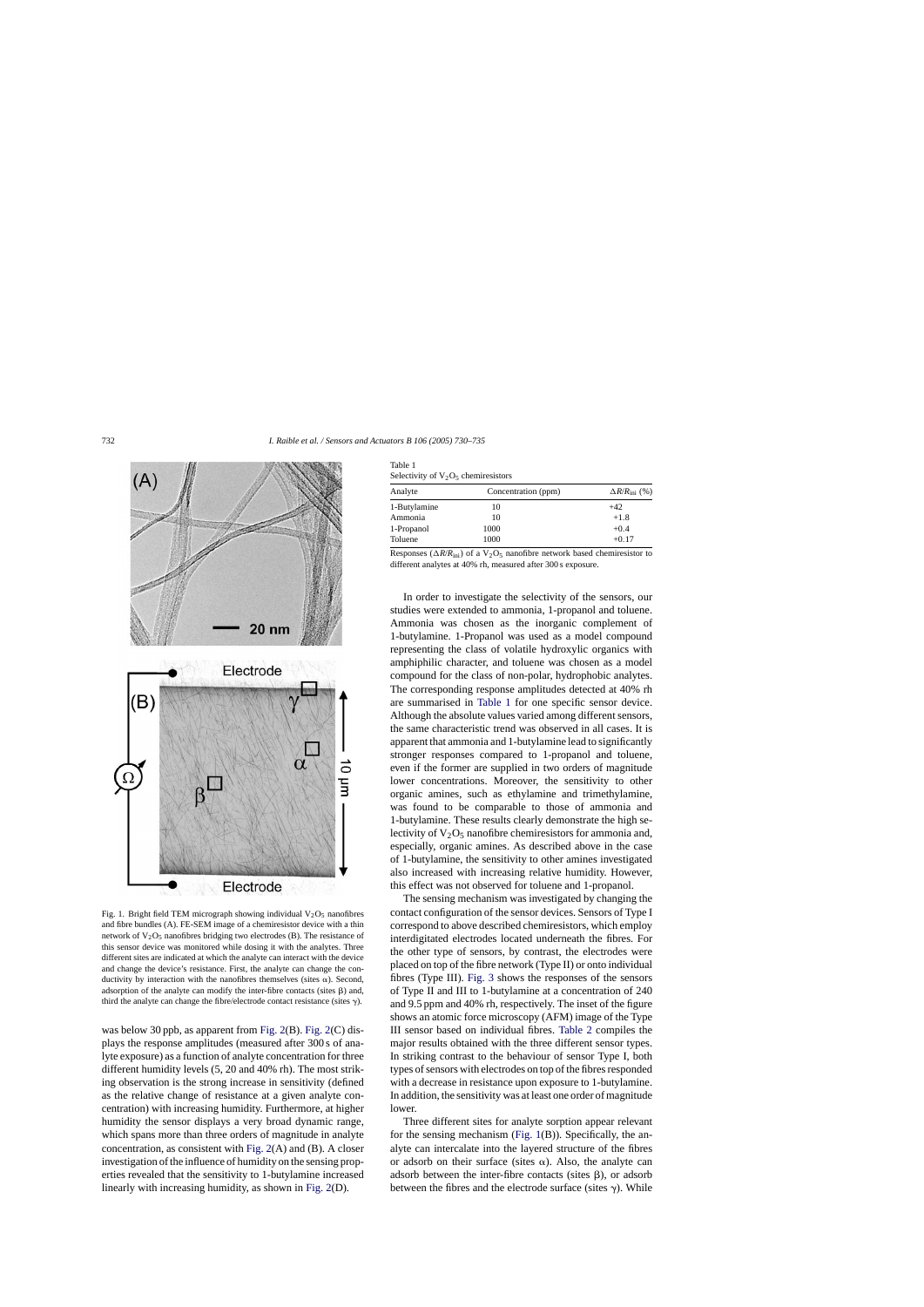Fig. 1. Bright field TEM micrograph showing individual $V_2O_5$ nanofibres and fibre bundles (A). FE-SEM image of a chemiresistor device with a thin network of $V_2O_5$ nanofibres bridging two electrodes (B). The resistance of this sensor device was monitored while dosing it with the analytes. Three different sites are indicated at which the analyte can interact with the device and change the device's resistance. First, the analyte can change the conductivity by interaction with the nanofibres themselves (sites α). Second, adsorption of the analyte can modify the inter-fibre contacts (sites β) and, third the analyte can change the fibre/electrode contact resistance (sites γ).

was below 30 ppb, as apparent from Fig. 2(B). Fig. 2(C) displays the response amplitudes (measured after 300 s of analyte exposure) as a function of analyte concentration for three different humidity levels (5, 20 and 40% rh). The most striking observation is the strong increase in sensitivity (defined as the relative change of resistance at a given analyte concentration) with increasing humidity. Furthermore, at higher humidity the sensor displays a very broad dynamic range, which spans more than three orders of magnitude in analyte concentration, as consistent with Fig. 2(A) and (B). A closer investigation of the influence of humidity on the sensing properties revealed that the sensitivity to 1-butylamine increased linearly with increasing humidity, as shown in Fig. 2(D).

Table 1
Selectivity of $V_2O_5$ chemiresistors

| Analyte | Concentration (ppm) | $\Delta R/R_{ini}$ (%) |
|---|---|---|
| 1-Butylamine | 10 | +42 |
| Ammonia | 10 | +1.8 |
| 1-Propanol | 1000 | +0.4 |
| Toluene | 1000 | +0.17 |

Responses ($\Delta R/R_{ini}$) of a $V_2O_5$ nanofibre network based chemiresistor to different analytes at 40% rh, measured after 300 s exposure.

In order to investigate the selectivity of the sensors, our studies were extended to ammonia, 1-propanol and toluene. Ammonia was chosen as the inorganic complement of 1-butylamine. 1-Propanol was used as a model compound representing the class of volatile hydroxylic organics with amphiphilic character, and toluene was chosen as a model compound for the class of non-polar, hydrophobic analytes. The corresponding response amplitudes detected at 40% rh are summarised in Table 1 for one specific sensor device. Although the absolute values varied among different sensors, the same characteristic trend was observed in all cases. It is apparent that ammonia and 1-butylamine lead to significantly stronger responses compared to 1-propanol and toluene, even if the former are supplied in two orders of magnitude lower concentrations. Moreover, the sensitivity to other organic amines, such as ethylamine and trimethylamine, was found to be comparable to those of ammonia and 1-butylamine. These results clearly demonstrate the high selectivity of $V_2O_5$ nanofibre chemiresistors for ammonia and, especially, organic amines. As described above in the case of 1-butylamine, the sensitivity to other amines investigated also increased with increasing relative humidity. However, this effect was not observed for toluene and 1-propanol.

The sensing mechanism was investigated by changing the contact configuration of the sensor devices. Sensors of Type I correspond to above described chemiresistors, which employ interdigitated electrodes located underneath the fibres. For the other type of sensors, by contrast, the electrodes were placed on top of the fibre network (Type II) or onto individual fibres (Type III). Fig. 3 shows the responses of the sensors of Type II and III to 1-butylamine at a concentration of 240 and 9.5 ppm and 40% rh, respectively. The inset of the figure shows an atomic force microscopy (AFM) image of the Type III sensor based on individual fibres. Table 2 compiles the major results obtained with the three different sensor types. In striking contrast to the behaviour of sensor Type I, both types of sensors with electrodes on top of the fibres responded with a decrease in resistance upon exposure to 1-butylamine. In addition, the sensitivity was at least one order of magnitude lower.

Three different sites for analyte sorption appear relevant for the sensing mechanism (Fig. 1(B)). Specifically, the analyte can intercalate into the layered structure of the fibres or adsorb on their surface (sites α). Also, the analyte can adsorb between the inter-fibre contacts (sites β), or adsorb between the fibres and the electrode surface (sites γ). While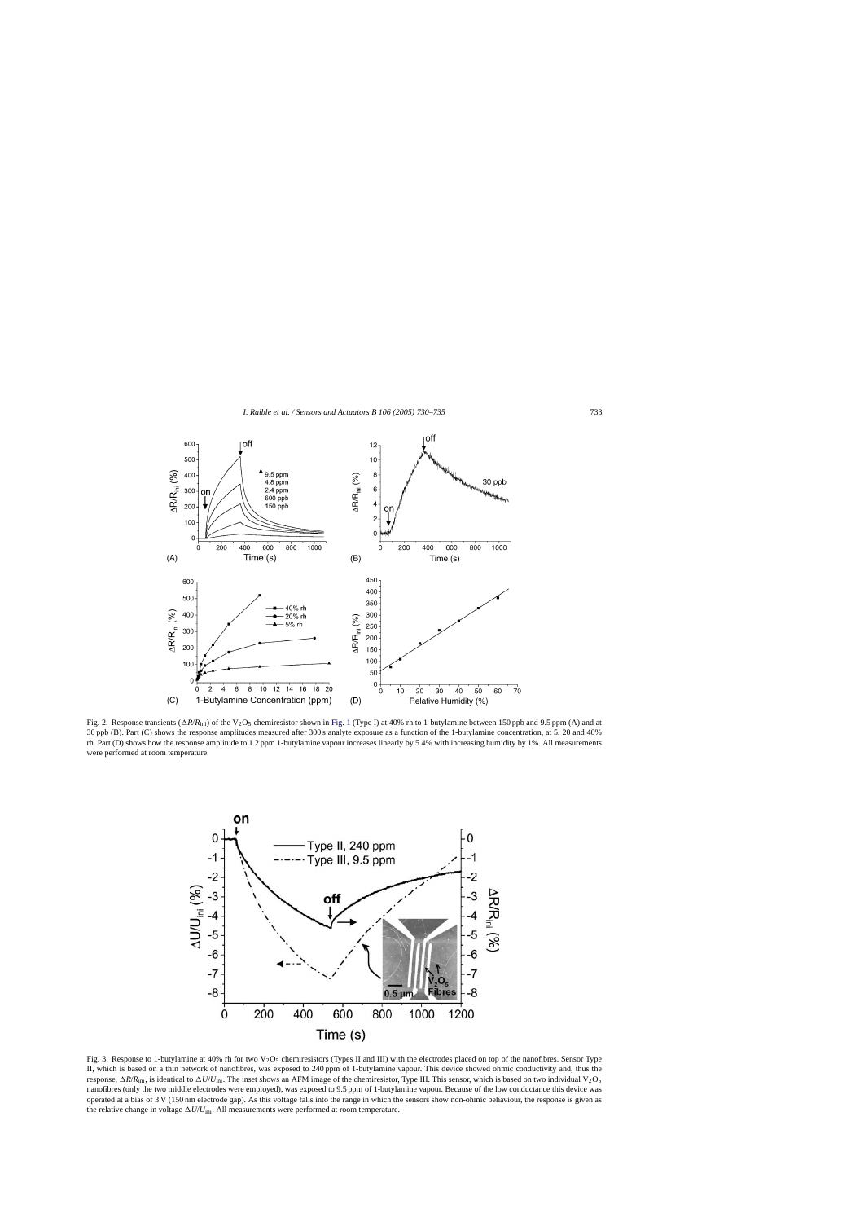Fig. 2. Response transients ($\Delta R/R_{ini}$) of the $V_2O_5$ chemiresistor shown in Fig. 1 (Type I) at 40% rh to 1-butylamine between 150 ppb and 9.5 ppm (A) and at 30 ppb (B). Part (C) shows the response amplitudes measured after 300 s analyte exposure as a function of the 1-butylamine concentration, at 5, 20 and 40% rh. Part (D) shows how the response amplitude to 1.2 ppm 1-butylamine vapour increases linearly by 5.4% with increasing humidity by 1%. All measurements were performed at room temperature.

Fig. 3. Response to 1-butylamine at 40% rh for two $V_2O_5$ chemiresistors (Types II and III) with the electrodes placed on top of the nanofibres. Sensor Type II, which is based on a thin network of nanofibres, was exposed to 240 ppm of 1-butylamine vapour. This device showed ohmic conductivity and, thus the response, $\Delta R/R_{ini}$, is identical to $\Delta U/U_{ini}$. The inset shows an AFM image of the chemiresistor, Type III. This sensor, which is based on two individual $V_2O_5$ nanofibres (only the two middle electrodes were employed), was exposed to 9.5 ppm of 1-butylamine vapour. Because of the low conductance this device was operated at a bias of 3 V (150 nm electrode gap). As this voltage falls into the range in which the sensors show non-ohmic behaviour, the response is given as the relative change in voltage $\Delta U/U_{ini}$. All measurements were performed at room temperature.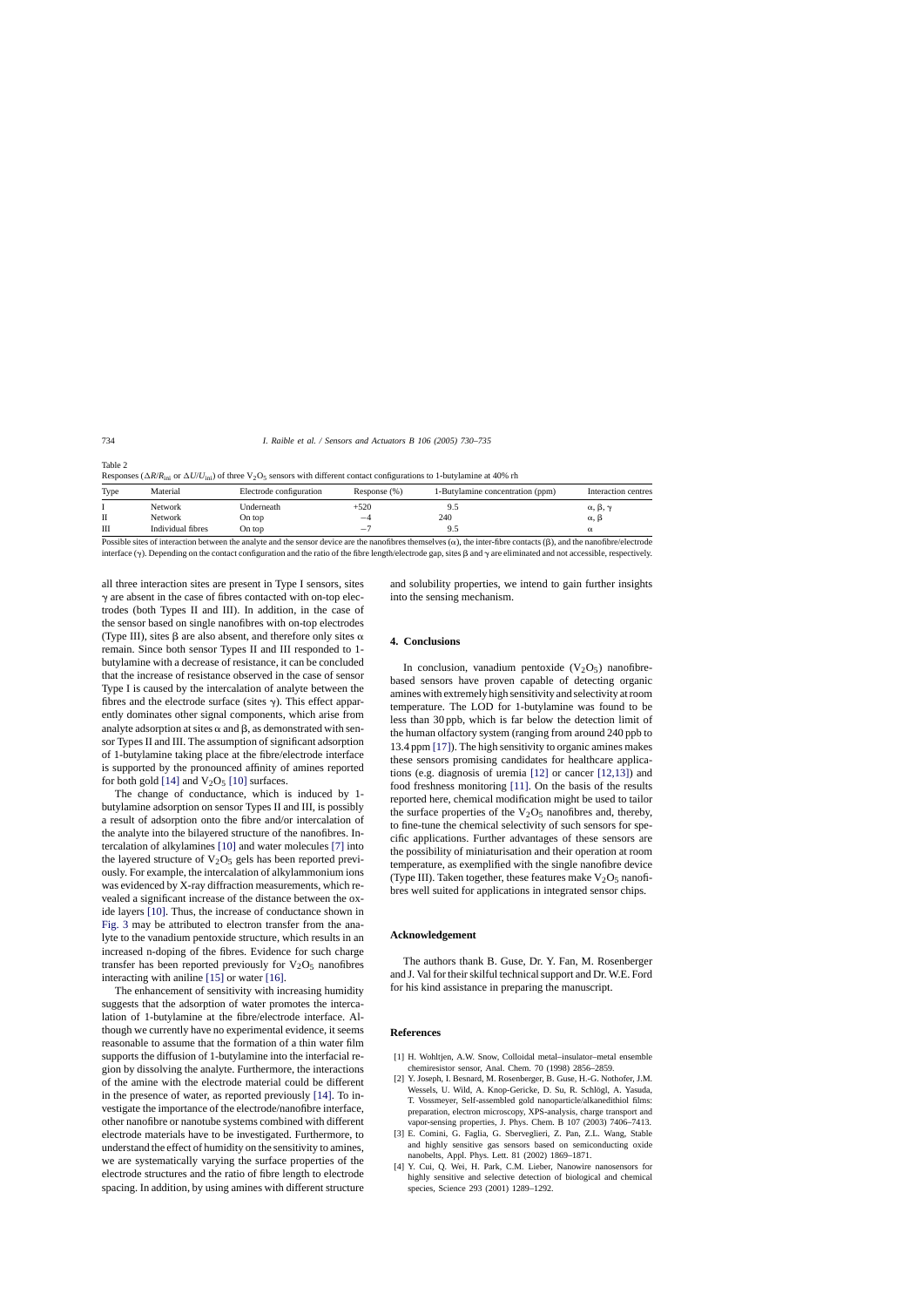Table 2

Responses ($\Delta R/R_{ini}$ or $\Delta U/U_{ini}$) of three $V_2O_5$ sensors with different contact configurations to 1-butylamine at 40% rh

| Type | Material | Electrode configuration | Response (%) | 1-Butylamine concentration (ppm) | Interaction centres |
|---|---|---|---|---|---|
| I | Network | Underneath | +520 | 9.5 | α, β, γ |
| II | Network | On top | −4 | 240 | α, β |
| III | Individual fibres | On top | −7 | 9.5 | α |

Possible sites of interaction between the analyte and the sensor device are the nanofibres themselves (α), the inter-fibre contacts (β), and the nanofibre/electrode interface (γ). Depending on the contact configuration and the ratio of the fibre length/electrode gap, sites β and γ are eliminated and not accessible, respectively.

all three interaction sites are present in Type I sensors, sites γ are absent in the case of fibres contacted with on-top electrodes (both Types II and III). In addition, in the case of the sensor based on single nanofibres with on-top electrodes (Type III), sites β are also absent, and therefore only sites α remain. Since both sensor Types II and III responded to 1-butylamine with a decrease of resistance, it can be concluded that the increase of resistance observed in the case of sensor Type I is caused by the intercalation of analyte between the fibres and the electrode surface (sites γ). This effect apparently dominates other signal components, which arise from analyte adsorption at sites α and β, as demonstrated with sensor Types II and III. The assumption of significant adsorption of 1-butylamine taking place at the fibre/electrode interface is supported by the pronounced affinity of amines reported for both gold [14] and $V_2O_5$ [10] surfaces.

The change of conductance, which is induced by 1-butylamine adsorption on sensor Types II and III, is possibly a result of adsorption onto the fibre and/or intercalation of the analyte into the bilayered structure of the nanofibres. Intercalation of alkylamines [10] and water molecules [7] into the layered structure of $V_2O_5$ gels has been reported previously. For example, the intercalation of alkylammonium ions was evidenced by X-ray diffraction measurements, which revealed a significant increase of the distance between the oxide layers [10]. Thus, the increase of conductance shown in Fig. 3 may be attributed to electron transfer from the analyte to the vanadium pentoxide structure, which results in an increased n-doping of the fibres. Evidence for such charge transfer has been reported previously for $V_2O_5$ nanofibres interacting with aniline [15] or water [16].

The enhancement of sensitivity with increasing humidity suggests that the adsorption of water promotes the intercalation of 1-butylamine at the fibre/electrode interface. Although we currently have no experimental evidence, it seems reasonable to assume that the formation of a thin water film supports the diffusion of 1-butylamine into the interfacial region by dissolving the analyte. Furthermore, the interactions of the amine with the electrode material could be different in the presence of water, as reported previously [14]. To investigate the importance of the electrode/nanofibre interface, other nanofibre or nanotube systems combined with different electrode materials have to be investigated. Furthermore, to understand the effect of humidity on the sensitivity to amines, we are systematically varying the surface properties of the electrode structures and the ratio of fibre length to electrode spacing. In addition, by using amines with different structure and solubility properties, we intend to gain further insights into the sensing mechanism.

## 4. Conclusions

In conclusion, vanadium pentoxide ($V_2O_5$) nanofibre-based sensors have proven capable of detecting organic amines with extremely high sensitivity and selectivity at room temperature. The LOD for 1-butylamine was found to be less than 30 ppb, which is far below the detection limit of the human olfactory system (ranging from around 240 ppb to 13.4 ppm [17]). The high sensitivity to organic amines makes these sensors promising candidates for healthcare applications (e.g. diagnosis of uremia [12] or cancer [12,13]) and food freshness monitoring [11]. On the basis of the results reported here, chemical modification might be used to tailor the surface properties of the $V_2O_5$ nanofibres and, thereby, to fine-tune the chemical selectivity of such sensors for specific applications. Further advantages of these sensors are the possibility of miniaturisation and their operation at room temperature, as exemplified with the single nanofibre device (Type III). Taken together, these features make $V_2O_5$ nanofibres well suited for applications in integrated sensor chips.

## Acknowledgement

The authors thank B. Guse, Dr. Y. Fan, M. Rosenberger and J. Val for their skilful technical support and Dr. W.E. Ford for his kind assistance in preparing the manuscript.

## References

[1] H. Wohltjen, A.W. Snow, Colloidal metal–insulator–metal ensemble chemiresistor sensor, Anal. Chem. 70 (1998) 2856–2859.

[2] Y. Joseph, I. Besnard, M. Rosenberger, B. Guse, H.-G. Nothofer, J.M. Wessels, U. Wild, A. Knop-Gericke, D. Su, R. Schlögl, A. Yasuda, T. Vossmeyer, Self-assembled gold nanoparticle/alkanedithiol films: preparation, electron microscopy, XPS-analysis, charge transport and vapor-sensing properties, J. Phys. Chem. B 107 (2003) 7406–7413.

[3] E. Comini, G. Faglia, G. Sberveglieri, Z. Pan, Z.L. Wang, Stable and highly sensitive gas sensors based on semiconducting oxide nanobelts, Appl. Phys. Lett. 81 (2002) 1869–1871.

[4] Y. Cui, Q. Wei, H. Park, C.M. Lieber, Nanowire nanosensors for highly sensitive and selective detection of biological and chemical species, Science 293 (2001) 1289–1292.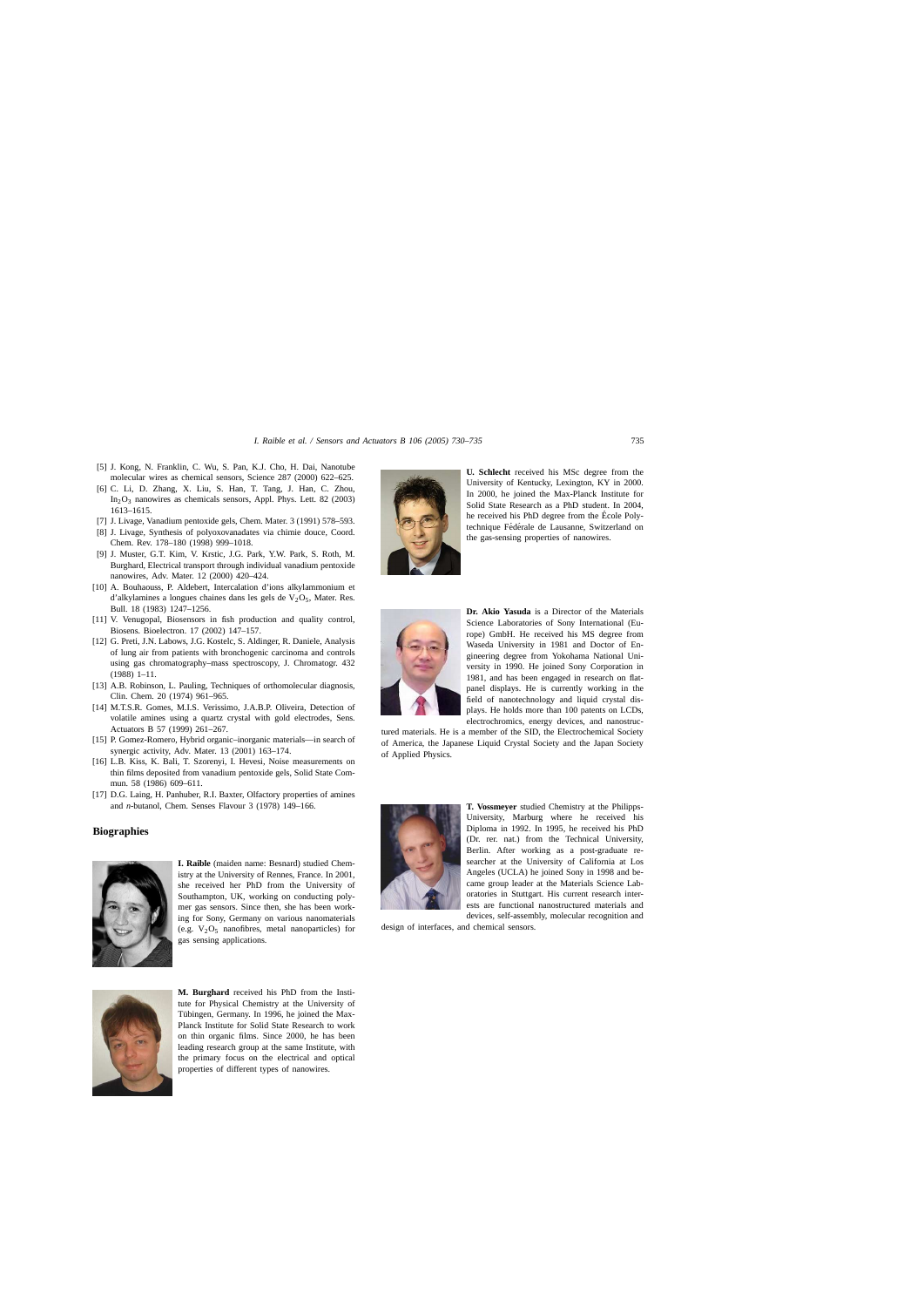[5] J. Kong, N. Franklin, C. Wu, S. Pan, K.J. Cho, H. Dai, Nanotube molecular wires as chemical sensors, Science 287 (2000) 622–625.

[6] C. Li, D. Zhang, X. Liu, S. Han, T. Tang, J. Han, C. Zhou, $In_2O_3$ nanowires as chemicals sensors, Appl. Phys. Lett. 82 (2003) 1613–1615.

[7] J. Livage, Vanadium pentoxide gels, Chem. Mater. 3 (1991) 578–593.

[8] J. Livage, Synthesis of polyoxovanadates via chimie douce, Coord. Chem. Rev. 178–180 (1998) 999–1018.

[9] J. Muster, G.T. Kim, V. Krstic, J.G. Park, Y.W. Park, S. Roth, M. Burghard, Electrical transport through individual vanadium pentoxide nanowires, Adv. Mater. 12 (2000) 420–424.

[10] A. Bouhaouss, P. Aldebert, Intercalation d'ions alkylammonium et d'alkylamines a longues chaines dans les gels de $V_2O_5$, Mater. Res. Bull. 18 (1983) 1247–1256.

[11] V. Venugopal, Biosensors in fish production and quality control, Biosens. Bioelectron. 17 (2002) 147–157.

[12] G. Preti, J.N. Labows, J.G. Kostelc, S. Aldinger, R. Daniele, Analysis of lung air from patients with bronchogenic carcinoma and controls using gas chromatography–mass spectroscopy, J. Chromatogr. 432 (1988) 1–11.

[13] A.B. Robinson, L. Pauling, Techniques of orthomolecular diagnosis, Clin. Chem. 20 (1974) 961–965.

[14] M.T.S.R. Gomes, M.I.S. Verissimo, J.A.B.P. Oliveira, Detection of volatile amines using a quartz crystal with gold electrodes, Sens. Actuators B 57 (1999) 261–267.

[15] P. Gomez-Romero, Hybrid organic–inorganic materials—in search of synergic activity, Adv. Mater. 13 (2001) 163–174.

[16] L.B. Kiss, K. Bali, T. Szorenyi, I. Hevesi, Noise measurements on thin films deposited from vanadium pentoxide gels, Solid State Commun. 58 (1986) 609–611.

[17] D.G. Laing, H. Panhuber, R.I. Baxter, Olfactory properties of amines and *n*-butanol, Chem. Senses Flavour 3 (1978) 149–166.

## Biographies

**I. Raible** (maiden name: Besnard) studied Chemistry at the University of Rennes, France. In 2001, she received her PhD from the University of Southampton, UK, working on conducting polymer gas sensors. Since then, she has been working for Sony, Germany on various nanomaterials (e.g. $V_2O_5$ nanofibres, metal nanoparticles) for gas sensing applications.

**M. Burghard** received his PhD from the Institute for Physical Chemistry at the University of Tübingen, Germany. In 1996, he joined the Max-Planck Institute for Solid State Research to work on thin organic films. Since 2000, he has been leading research group at the same Institute, with the primary focus on the electrical and optical properties of different types of nanowires.

**U. Schlecht** received his MSc degree from the University of Kentucky, Lexington, KY in 2000. In 2000, he joined the Max-Planck Institute for Solid State Research as a PhD student. In 2004, he received his PhD degree from the École Polytechnique Fédérale de Lausanne, Switzerland on the gas-sensing properties of nanowires.

**Dr. Akio Yasuda** is a Director of the Materials Science Laboratories of Sony International (Europe) GmbH. He received his MS degree from Waseda University in 1981 and Doctor of Engineering degree from Yokohama National University in 1990. He joined Sony Corporation in 1981, and has been engaged in research on flat-panel displays. He is currently working in the field of nanotechnology and liquid crystal displays. He holds more than 100 patents on LCDs, electrochromics, energy devices, and nanostructured materials. He is a member of the SID, the Electrochemical Society of America, the Japanese Liquid Crystal Society and the Japan Society of Applied Physics.

**T. Vossmeyer** studied Chemistry at the Philipps-University, Marburg where he received his Diploma in 1992. In 1995, he received his PhD (Dr. rer. nat.) from the Technical University, Berlin. After working as a post-graduate researcher at the University of California at Los Angeles (UCLA) he joined Sony in 1998 and became group leader at the Materials Science Laboratories in Stuttgart. His current research interests are functional nanostructured materials and devices, self-assembly, molecular recognition and design of interfaces, and chemical sensors.